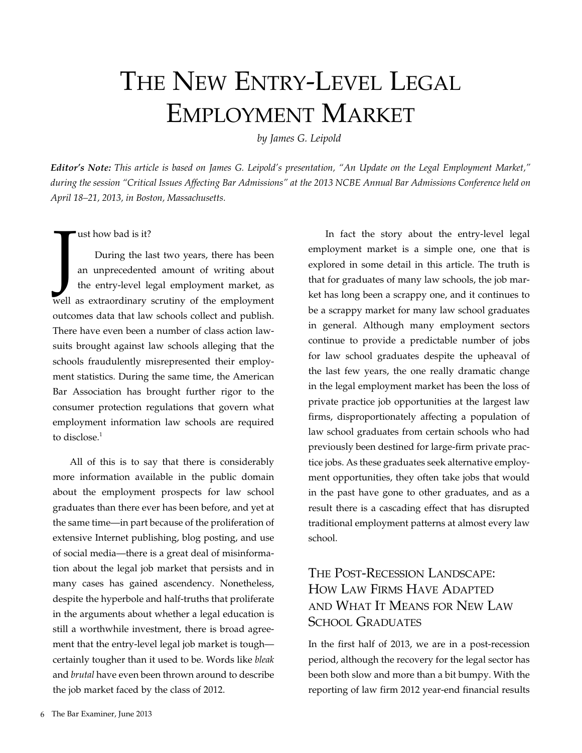# The New Entry-Level Legal Employment Market

*by James G. Leipold*

***Editor's Note:*** *This article is based on James G. Leipold's presentation, "An Update on the Legal Employment Market," during the session "Critical Issues Affecting Bar Admissions" at the 2013 NCBE Annual Bar Admissions Conference held on April 18–21, 2013, in Boston, Massachusetts.*

Just how bad is it?

During the last two years, there has been an unprecedented amount of writing about the entry-level legal employment market, as well as extraordinary scrutiny of the employment outcomes data that law schools collect and publish. There have even been a number of class action lawsuits brought against law schools alleging that the schools fraudulently misrepresented their employment statistics. During the same time, the American Bar Association has brought further rigor to the consumer protection regulations that govern what employment information law schools are required to disclose.[1]

All of this is to say that there is considerably more information available in the public domain about the employment prospects for law school graduates than there ever has been before, and yet at the same time—in part because of the proliferation of extensive Internet publishing, blog posting, and use of social media—there is a great deal of misinformation about the legal job market that persists and in many cases has gained ascendency. Nonetheless, despite the hyperbole and half-truths that proliferate in the arguments about whether a legal education is still a worthwhile investment, there is broad agreement that the entry-level legal job market is tough—certainly tougher than it used to be. Words like *bleak* and *brutal* have even been thrown around to describe the job market faced by the class of 2012.

In fact the story about the entry-level legal employment market is a simple one, one that is explored in some detail in this article. The truth is that for graduates of many law schools, the job market has long been a scrappy one, and it continues to be a scrappy market for many law school graduates in general. Although many employment sectors continue to provide a predictable number of jobs for law school graduates despite the upheaval of the last few years, the one really dramatic change in the legal employment market has been the loss of private practice job opportunities at the largest law firms, disproportionately affecting a population of law school graduates from certain schools who had previously been destined for large-firm private practice jobs. As these graduates seek alternative employment opportunities, they often take jobs that would in the past have gone to other graduates, and as a result there is a cascading effect that has disrupted traditional employment patterns at almost every law school.

## The Post-Recession Landscape: How Law Firms Have Adapted and What It Means for New Law School Graduates

In the first half of 2013, we are in a post-recession period, although the recovery for the legal sector has been both slow and more than a bit bumpy. With the reporting of law firm 2012 year-end financial results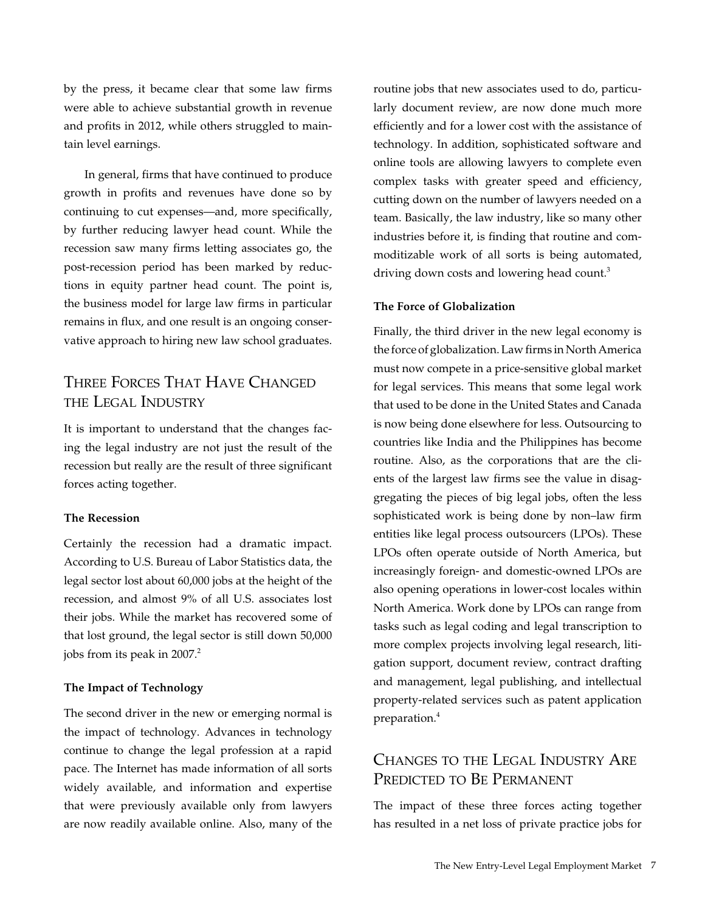by the press, it became clear that some law firms were able to achieve substantial growth in revenue and profits in 2012, while others struggled to maintain level earnings.

In general, firms that have continued to produce growth in profits and revenues have done so by continuing to cut expenses—and, more specifically, by further reducing lawyer head count. While the recession saw many firms letting associates go, the post-recession period has been marked by reductions in equity partner head count. The point is, the business model for large law firms in particular remains in flux, and one result is an ongoing conservative approach to hiring new law school graduates.

## Three Forces That Have Changed the Legal Industry

It is important to understand that the changes facing the legal industry are not just the result of the recession but really are the result of three significant forces acting together.

**The Recession**

Certainly the recession had a dramatic impact. According to U.S. Bureau of Labor Statistics data, the legal sector lost about 60,000 jobs at the height of the recession, and almost 9% of all U.S. associates lost their jobs. While the market has recovered some of that lost ground, the legal sector is still down 50,000 jobs from its peak in 2007.[2]

**The Impact of Technology**

The second driver in the new or emerging normal is the impact of technology. Advances in technology continue to change the legal profession at a rapid pace. The Internet has made information of all sorts widely available, and information and expertise that were previously available only from lawyers are now readily available online. Also, many of the routine jobs that new associates used to do, particularly document review, are now done much more efficiently and for a lower cost with the assistance of technology. In addition, sophisticated software and online tools are allowing lawyers to complete even complex tasks with greater speed and efficiency, cutting down on the number of lawyers needed on a team. Basically, the law industry, like so many other industries before it, is finding that routine and commoditizable work of all sorts is being automated, driving down costs and lowering head count.[3]

**The Force of Globalization**

Finally, the third driver in the new legal economy is the force of globalization. Law firms in North America must now compete in a price-sensitive global market for legal services. This means that some legal work that used to be done in the United States and Canada is now being done elsewhere for less. Outsourcing to countries like India and the Philippines has become routine. Also, as the corporations that are the clients of the largest law firms see the value in disaggregating the pieces of big legal jobs, often the less sophisticated work is being done by non–law firm entities like legal process outsourcers (LPOs). These LPOs often operate outside of North America, but increasingly foreign- and domestic-owned LPOs are also opening operations in lower-cost locales within North America. Work done by LPOs can range from tasks such as legal coding and legal transcription to more complex projects involving legal research, litigation support, document review, contract drafting and management, legal publishing, and intellectual property-related services such as patent application preparation.[4]

## Changes to the Legal Industry Are Predicted to Be Permanent

The impact of these three forces acting together has resulted in a net loss of private practice jobs for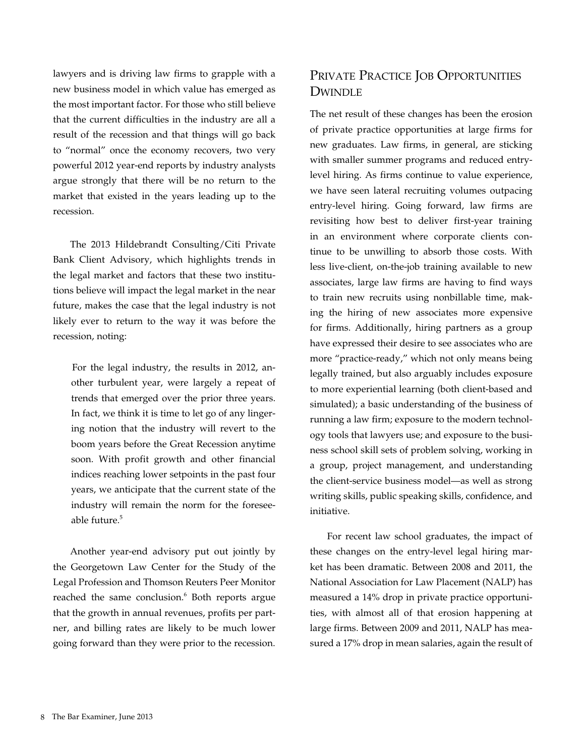lawyers and is driving law firms to grapple with a new business model in which value has emerged as the most important factor. For those who still believe that the current difficulties in the industry are all a result of the recession and that things will go back to "normal" once the economy recovers, two very powerful 2012 year-end reports by industry analysts argue strongly that there will be no return to the market that existed in the years leading up to the recession.

The 2013 Hildebrandt Consulting/Citi Private Bank Client Advisory, which highlights trends in the legal market and factors that these two institutions believe will impact the legal market in the near future, makes the case that the legal industry is not likely ever to return to the way it was before the recession, noting:

> For the legal industry, the results in 2012, another turbulent year, were largely a repeat of trends that emerged over the prior three years. In fact, we think it is time to let go of any lingering notion that the industry will revert to the boom years before the Great Recession anytime soon. With profit growth and other financial indices reaching lower setpoints in the past four years, we anticipate that the current state of the industry will remain the norm for the foreseeable future.[5]

Another year-end advisory put out jointly by the Georgetown Law Center for the Study of the Legal Profession and Thomson Reuters Peer Monitor reached the same conclusion.[6] Both reports argue that the growth in annual revenues, profits per partner, and billing rates are likely to be much lower going forward than they were prior to the recession.

## Private Practice Job Opportunities Dwindle

The net result of these changes has been the erosion of private practice opportunities at large firms for new graduates. Law firms, in general, are sticking with smaller summer programs and reduced entry-level hiring. As firms continue to value experience, we have seen lateral recruiting volumes outpacing entry-level hiring. Going forward, law firms are revisiting how best to deliver first-year training in an environment where corporate clients continue to be unwilling to absorb those costs. With less live-client, on-the-job training available to new associates, large law firms are having to find ways to train new recruits using nonbillable time, making the hiring of new associates more expensive for firms. Additionally, hiring partners as a group have expressed their desire to see associates who are more "practice-ready," which not only means being legally trained, but also arguably includes exposure to more experiential learning (both client-based and simulated); a basic understanding of the business of running a law firm; exposure to the modern technology tools that lawyers use; and exposure to the business school skill sets of problem solving, working in a group, project management, and understanding the client-service business model—as well as strong writing skills, public speaking skills, confidence, and initiative.

For recent law school graduates, the impact of these changes on the entry-level legal hiring market has been dramatic. Between 2008 and 2011, the National Association for Law Placement (NALP) has measured a 14% drop in private practice opportunities, with almost all of that erosion happening at large firms. Between 2009 and 2011, NALP has measured a 17% drop in mean salaries, again the result of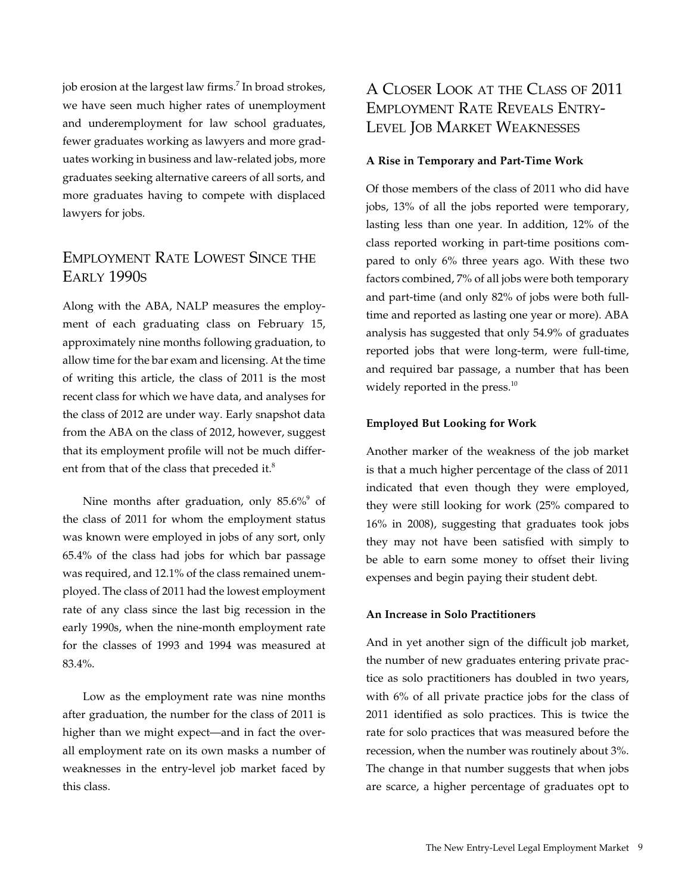job erosion at the largest law firms.[7] In broad strokes, we have seen much higher rates of unemployment and underemployment for law school graduates, fewer graduates working as lawyers and more graduates working in business and law-related jobs, more graduates seeking alternative careers of all sorts, and more graduates having to compete with displaced lawyers for jobs.

## Employment Rate Lowest Since the Early 1990s

Along with the ABA, NALP measures the employment of each graduating class on February 15, approximately nine months following graduation, to allow time for the bar exam and licensing. At the time of writing this article, the class of 2011 is the most recent class for which we have data, and analyses for the class of 2012 are under way. Early snapshot data from the ABA on the class of 2012, however, suggest that its employment profile will not be much different from that of the class that preceded it.[8]

Nine months after graduation, only 85.6%[9] of the class of 2011 for whom the employment status was known were employed in jobs of any sort, only 65.4% of the class had jobs for which bar passage was required, and 12.1% of the class remained unemployed. The class of 2011 had the lowest employment rate of any class since the last big recession in the early 1990s, when the nine-month employment rate for the classes of 1993 and 1994 was measured at 83.4%.

Low as the employment rate was nine months after graduation, the number for the class of 2011 is higher than we might expect—and in fact the overall employment rate on its own masks a number of weaknesses in the entry-level job market faced by this class.

## A Closer Look at the Class of 2011 Employment Rate Reveals Entry-Level Job Market Weaknesses

### A Rise in Temporary and Part-Time Work

Of those members of the class of 2011 who did have jobs, 13% of all the jobs reported were temporary, lasting less than one year. In addition, 12% of the class reported working in part-time positions compared to only 6% three years ago. With these two factors combined, 7% of all jobs were both temporary and part-time (and only 82% of jobs were both full-time and reported as lasting one year or more). ABA analysis has suggested that only 54.9% of graduates reported jobs that were long-term, were full-time, and required bar passage, a number that has been widely reported in the press.[10]

### Employed But Looking for Work

Another marker of the weakness of the job market is that a much higher percentage of the class of 2011 indicated that even though they were employed, they were still looking for work (25% compared to 16% in 2008), suggesting that graduates took jobs they may not have been satisfied with simply to be able to earn some money to offset their living expenses and begin paying their student debt.

### An Increase in Solo Practitioners

And in yet another sign of the difficult job market, the number of new graduates entering private practice as solo practitioners has doubled in two years, with 6% of all private practice jobs for the class of 2011 identified as solo practices. This is twice the rate for solo practices that was measured before the recession, when the number was routinely about 3%. The change in that number suggests that when jobs are scarce, a higher percentage of graduates opt to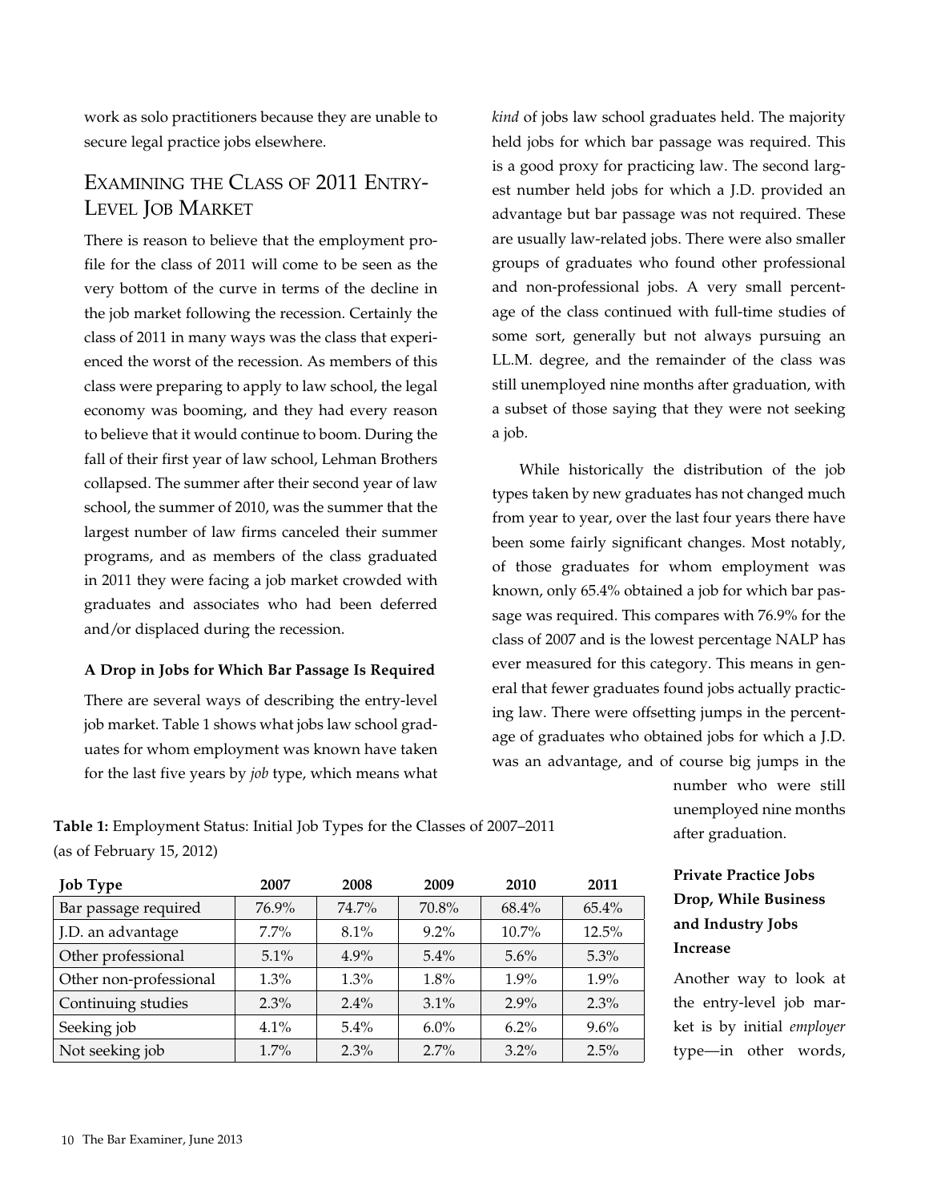work as solo practitioners because they are unable to secure legal practice jobs elsewhere.

## Examining the Class of 2011 Entry-Level Job Market

There is reason to believe that the employment profile for the class of 2011 will come to be seen as the very bottom of the curve in terms of the decline in the job market following the recession. Certainly the class of 2011 in many ways was the class that experienced the worst of the recession. As members of this class were preparing to apply to law school, the legal economy was booming, and they had every reason to believe that it would continue to boom. During the fall of their first year of law school, Lehman Brothers collapsed. The summer after their second year of law school, the summer of 2010, was the summer that the largest number of law firms canceled their summer programs, and as members of the class graduated in 2011 they were facing a job market crowded with graduates and associates who had been deferred and/or displaced during the recession.

### A Drop in Jobs for Which Bar Passage Is Required

There are several ways of describing the entry-level job market. Table 1 shows what jobs law school graduates for whom employment was known have taken for the last five years by *job* type, which means what *kind* of jobs law school graduates held. The majority held jobs for which bar passage was required. This is a good proxy for practicing law. The second largest number held jobs for which a J.D. provided an advantage but bar passage was not required. These are usually law-related jobs. There were also smaller groups of graduates who found other professional and non-professional jobs. A very small percentage of the class continued with full-time studies of some sort, generally but not always pursuing an LL.M. degree, and the remainder of the class was still unemployed nine months after graduation, with a subset of those saying that they were not seeking a job.

While historically the distribution of the job types taken by new graduates has not changed much from year to year, over the last four years there have been some fairly significant changes. Most notably, of those graduates for whom employment was known, only 65.4% obtained a job for which bar passage was required. This compares with 76.9% for the class of 2007 and is the lowest percentage NALP has ever measured for this category. This means in general that fewer graduates found jobs actually practicing law. There were offsetting jumps in the percentage of graduates who obtained jobs for which a J.D. was an advantage, and of course big jumps in the number who were still unemployed nine months after graduation.

**Table 1:** Employment Status: Initial Job Types for the Classes of 2007–2011 (as of February 15, 2012)

| Job Type | 2007 | 2008 | 2009 | 2010 | 2011 |
|---|---|---|---|---|---|
| Bar passage required | 76.9% | 74.7% | 70.8% | 68.4% | 65.4% |
| J.D. an advantage | 7.7% | 8.1% | 9.2% | 10.7% | 12.5% |
| Other professional | 5.1% | 4.9% | 5.4% | 5.6% | 5.3% |
| Other non-professional | 1.3% | 1.3% | 1.8% | 1.9% | 1.9% |
| Continuing studies | 2.3% | 2.4% | 3.1% | 2.9% | 2.3% |
| Seeking job | 4.1% | 5.4% | 6.0% | 6.2% | 9.6% |
| Not seeking job | 1.7% | 2.3% | 2.7% | 3.2% | 2.5% |

### Private Practice Jobs Drop, While Business and Industry Jobs Increase

Another way to look at the entry-level job market is by initial *employer* type—in other words,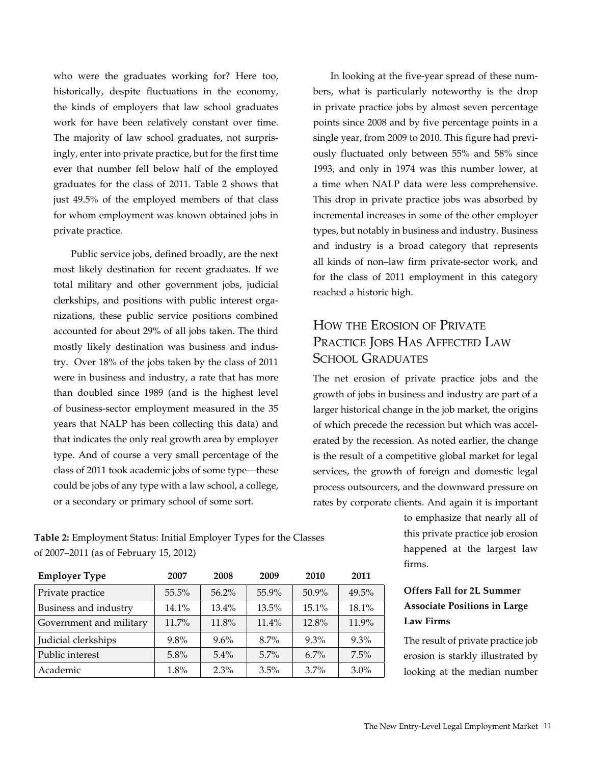who were the graduates working for? Here too, historically, despite fluctuations in the economy, the kinds of employers that law school graduates work for have been relatively constant over time. The majority of law school graduates, not surprisingly, enter into private practice, but for the first time ever that number fell below half of the employed graduates for the class of 2011. Table 2 shows that just 49.5% of the employed members of that class for whom employment was known obtained jobs in private practice.

Public service jobs, defined broadly, are the next most likely destination for recent graduates. If we total military and other government jobs, judicial clerkships, and positions with public interest organizations, these public service positions combined accounted for about 29% of all jobs taken. The third mostly likely destination was business and industry. Over 18% of the jobs taken by the class of 2011 were in business and industry, a rate that has more than doubled since 1989 (and is the highest level of business-sector employment measured in the 35 years that NALP has been collecting this data) and that indicates the only real growth area by employer type. And of course a very small percentage of the class of 2011 took academic jobs of some type—these could be jobs of any type with a law school, a college, or a secondary or primary school of some sort.

**Table 2:** Employment Status: Initial Employer Types for the Classes of 2007–2011 (as of February 15, 2012)

| Employer Type | 2007 | 2008 | 2009 | 2010 | 2011 |
|---|---|---|---|---|---|
| Private practice | 55.5% | 56.2% | 55.9% | 50.9% | 49.5% |
| Business and industry | 14.1% | 13.4% | 13.5% | 15.1% | 18.1% |
| Government and military | 11.7% | 11.8% | 11.4% | 12.8% | 11.9% |
| Judicial clerkships | 9.8% | 9.6% | 8.7% | 9.3% | 9.3% |
| Public interest | 5.8% | 5.4% | 5.7% | 6.7% | 7.5% |
| Academic | 1.8% | 2.3% | 3.5% | 3.7% | 3.0% |

In looking at the five-year spread of these numbers, what is particularly noteworthy is the drop in private practice jobs by almost seven percentage points since 2008 and by five percentage points in a single year, from 2009 to 2010. This figure had previously fluctuated only between 55% and 58% since 1993, and only in 1974 was this number lower, at a time when NALP data were less comprehensive. This drop in private practice jobs was absorbed by incremental increases in some of the other employer types, but notably in business and industry. Business and industry is a broad category that represents all kinds of non–law firm private-sector work, and for the class of 2011 employment in this category reached a historic high.

## How the Erosion of Private Practice Jobs Has Affected Law School Graduates

The net erosion of private practice jobs and the growth of jobs in business and industry are part of a larger historical change in the job market, the origins of which precede the recession but which was accelerated by the recession. As noted earlier, the change is the result of a competitive global market for legal services, the growth of foreign and domestic legal process outsourcers, and the downward pressure on rates by corporate clients. And again it is important to emphasize that nearly all of this private practice job erosion happened at the largest law firms.

### Offers Fall for 2L Summer Associate Positions in Large Law Firms

The result of private practice job erosion is starkly illustrated by looking at the median number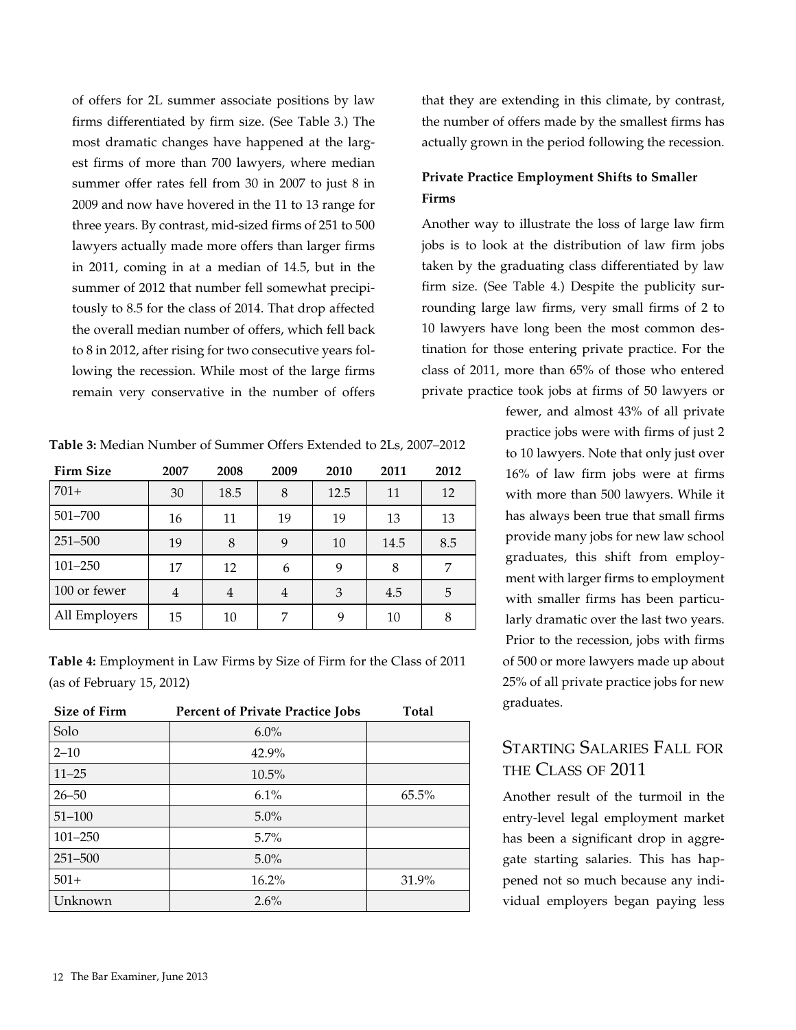of offers for 2L summer associate positions by law firms differentiated by firm size. (See Table 3.) The most dramatic changes have happened at the largest firms of more than 700 lawyers, where median summer offer rates fell from 30 in 2007 to just 8 in 2009 and now have hovered in the 11 to 13 range for three years. By contrast, mid-sized firms of 251 to 500 lawyers actually made more offers than larger firms in 2011, coming in at a median of 14.5, but in the summer of 2012 that number fell somewhat precipitously to 8.5 for the class of 2014. That drop affected the overall median number of offers, which fell back to 8 in 2012, after rising for two consecutive years following the recession. While most of the large firms remain very conservative in the number of offers that they are extending in this climate, by contrast, the number of offers made by the smallest firms has actually grown in the period following the recession.

**Table 3:** Median Number of Summer Offers Extended to 2Ls, 2007–2012

| Firm Size | 2007 | 2008 | 2009 | 2010 | 2011 | 2012 |
|---|---|---|---|---|---|---|
| 701+ | 30 | 18.5 | 8 | 12.5 | 11 | 12 |
| 501–700 | 16 | 11 | 19 | 19 | 13 | 13 |
| 251–500 | 19 | 8 | 9 | 10 | 14.5 | 8.5 |
| 101–250 | 17 | 12 | 6 | 9 | 8 | 7 |
| 100 or fewer | 4 | 4 | 4 | 3 | 4.5 | 5 |
| All Employers | 15 | 10 | 7 | 9 | 10 | 8 |

### Private Practice Employment Shifts to Smaller Firms

Another way to illustrate the loss of large law firm jobs is to look at the distribution of law firm jobs taken by the graduating class differentiated by law firm size. (See Table 4.) Despite the publicity surrounding large law firms, very small firms of 2 to 10 lawyers have long been the most common destination for those entering private practice. For the class of 2011, more than 65% of those who entered private practice took jobs at firms of 50 lawyers or fewer, and almost 43% of all private practice jobs were with firms of just 2 to 10 lawyers. Note that only just over 16% of law firm jobs were at firms with more than 500 lawyers. While it has always been true that small firms provide many jobs for new law school graduates, this shift from employment with larger firms to employment with smaller firms has been particularly dramatic over the last two years. Prior to the recession, jobs with firms of 500 or more lawyers made up about 25% of all private practice jobs for new graduates.

**Table 4:** Employment in Law Firms by Size of Firm for the Class of 2011 (as of February 15, 2012)

| Size of Firm | Percent of Private Practice Jobs | Total |
|---|---|---|
| Solo | 6.0% | |
| 2–10 | 42.9% | |
| 11–25 | 10.5% | |
| 26–50 | 6.1% | 65.5% |
| 51–100 | 5.0% | |
| 101–250 | 5.7% | |
| 251–500 | 5.0% | |
| 501+ | 16.2% | 31.9% |
| Unknown | 2.6% | |

## Starting Salaries Fall for the Class of 2011

Another result of the turmoil in the entry-level legal employment market has been a significant drop in aggregate starting salaries. This has happened not so much because any individual employers began paying less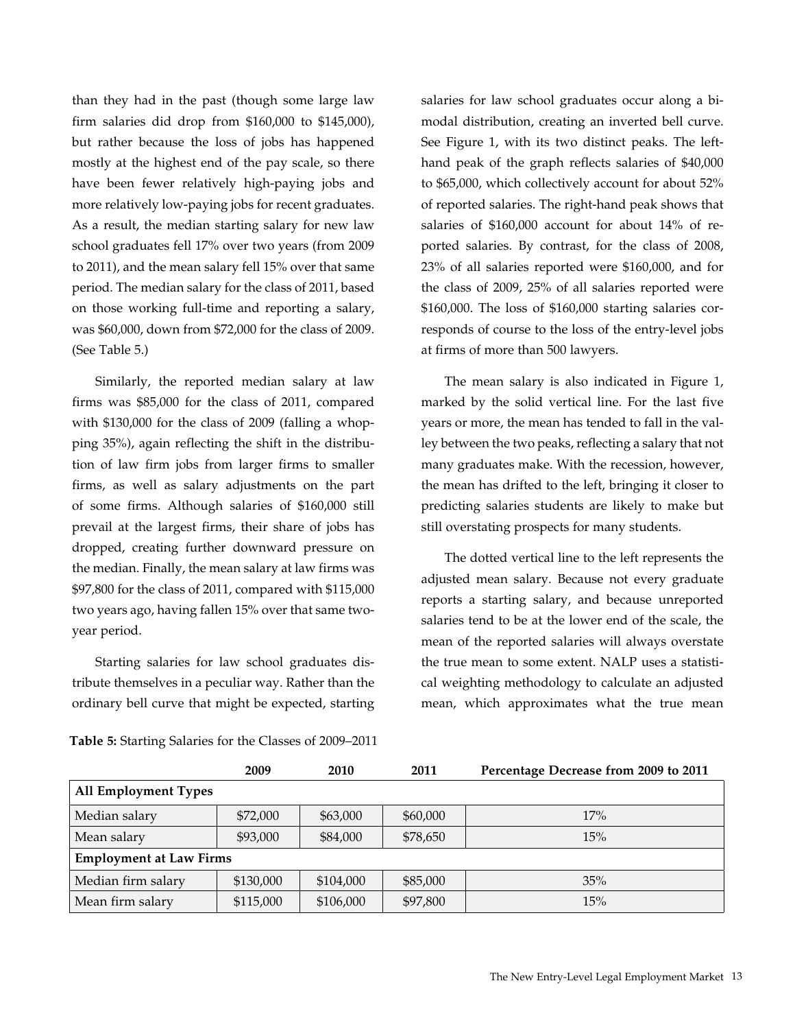than they had in the past (though some large law firm salaries did drop from $160,000 to $145,000), but rather because the loss of jobs has happened mostly at the highest end of the pay scale, so there have been fewer relatively high-paying jobs and more relatively low-paying jobs for recent graduates. As a result, the median starting salary for new law school graduates fell 17% over two years (from 2009 to 2011), and the mean salary fell 15% over that same period. The median salary for the class of 2011, based on those working full-time and reporting a salary, was $60,000, down from $72,000 for the class of 2009. (See Table 5.)

Similarly, the reported median salary at law firms was $85,000 for the class of 2011, compared with $130,000 for the class of 2009 (falling a whopping 35%), again reflecting the shift in the distribution of law firm jobs from larger firms to smaller firms, as well as salary adjustments on the part of some firms. Although salaries of $160,000 still prevail at the largest firms, their share of jobs has dropped, creating further downward pressure on the median. Finally, the mean salary at law firms was $97,800 for the class of 2011, compared with $115,000 two years ago, having fallen 15% over that same two-year period.

Starting salaries for law school graduates distribute themselves in a peculiar way. Rather than the ordinary bell curve that might be expected, starting salaries for law school graduates occur along a bimodal distribution, creating an inverted bell curve. See Figure 1, with its two distinct peaks. The left-hand peak of the graph reflects salaries of $40,000 to $65,000, which collectively account for about 52% of reported salaries. The right-hand peak shows that salaries of $160,000 account for about 14% of reported salaries. By contrast, for the class of 2008, 23% of all salaries reported were $160,000, and for the class of 2009, 25% of all salaries reported were $160,000. The loss of $160,000 starting salaries corresponds of course to the loss of the entry-level jobs at firms of more than 500 lawyers.

The mean salary is also indicated in Figure 1, marked by the solid vertical line. For the last five years or more, the mean has tended to fall in the valley between the two peaks, reflecting a salary that not many graduates make. With the recession, however, the mean has drifted to the left, bringing it closer to predicting salaries students are likely to make but still overstating prospects for many students.

The dotted vertical line to the left represents the adjusted mean salary. Because not every graduate reports a starting salary, and because unreported salaries tend to be at the lower end of the scale, the mean of the reported salaries will always overstate the true mean to some extent. NALP uses a statistical weighting methodology to calculate an adjusted mean, which approximates what the true mean

**Table 5:** Starting Salaries for the Classes of 2009–2011

| | 2009 | 2010 | 2011 | Percentage Decrease from 2009 to 2011 |
|---|---|---|---|---|
| **All Employment Types** | | | | |
| Median salary | $72,000 | $63,000 | $60,000 | 17% |
| Mean salary | $93,000 | $84,000 | $78,650 | 15% |
| **Employment at Law Firms** | | | | |
| Median firm salary | $130,000 | $104,000 | $85,000 | 35% |
| Mean firm salary | $115,000 | $106,000 | $97,800 | 15% |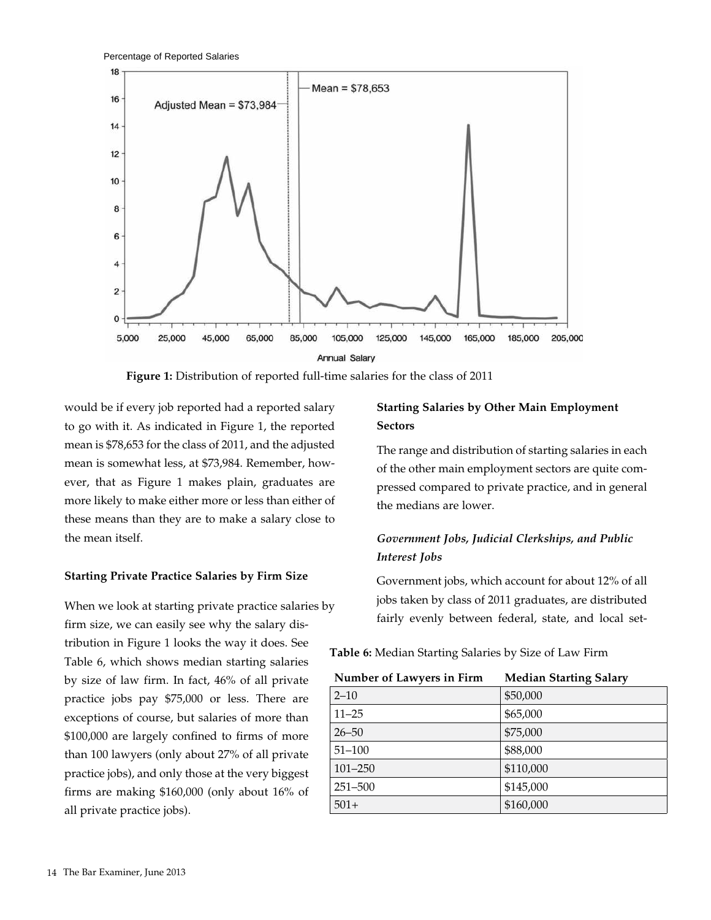Figure 1: Distribution of reported full-time salaries for the class of 2011

would be if every job reported had a reported salary to go with it. As indicated in Figure 1, the reported mean is $78,653 for the class of 2011, and the adjusted mean is somewhat less, at $73,984. Remember, however, that as Figure 1 makes plain, graduates are more likely to make either more or less than either of these means than they are to make a salary close to the mean itself.

### Starting Private Practice Salaries by Firm Size

When we look at starting private practice salaries by firm size, we can easily see why the salary distribution in Figure 1 looks the way it does. See Table 6, which shows median starting salaries by size of law firm. In fact, 46% of all private practice jobs pay $75,000 or less. There are exceptions of course, but salaries of more than $100,000 are largely confined to firms of more than 100 lawyers (only about 27% of all private practice jobs), and only those at the very biggest firms are making $160,000 (only about 16% of all private practice jobs).

**Table 6:** Median Starting Salaries by Size of Law Firm

| Number of Lawyers in Firm | Median Starting Salary |
|---|---|
| 2–10 | $50,000 |
| 11–25 | $65,000 |
| 26–50 | $75,000 |
| 51–100 | $88,000 |
| 101–250 | $110,000 |
| 251–500 | $145,000 |
| 501+ | $160,000 |

### Starting Salaries by Other Main Employment Sectors

The range and distribution of starting salaries in each of the other main employment sectors are quite compressed compared to private practice, and in general the medians are lower.

#### *Government Jobs, Judicial Clerkships, and Public Interest Jobs*

Government jobs, which account for about 12% of all jobs taken by class of 2011 graduates, are distributed fairly evenly between federal, state, and local set-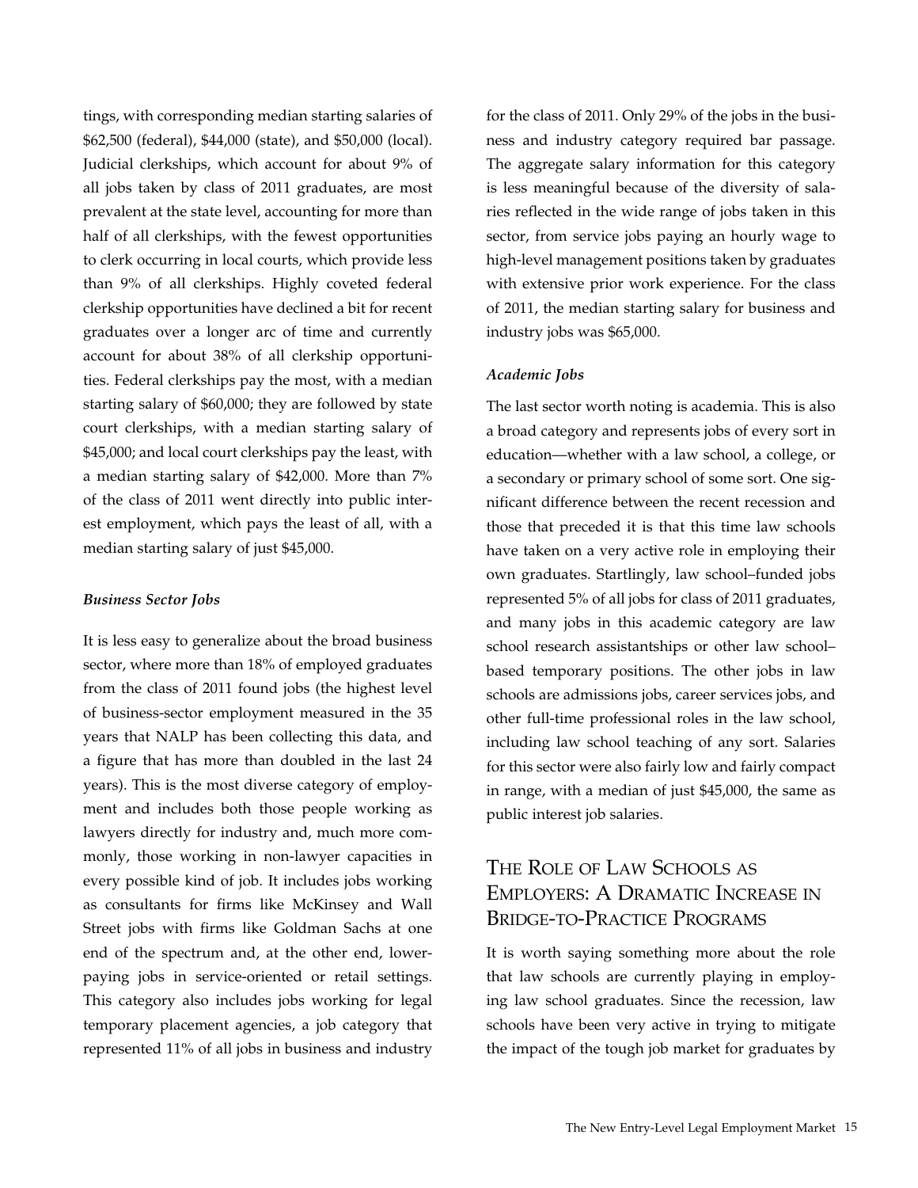tings, with corresponding median starting salaries of $62,500 (federal), $44,000 (state), and $50,000 (local). Judicial clerkships, which account for about 9% of all jobs taken by class of 2011 graduates, are most prevalent at the state level, accounting for more than half of all clerkships, with the fewest opportunities to clerk occurring in local courts, which provide less than 9% of all clerkships. Highly coveted federal clerkship opportunities have declined a bit for recent graduates over a longer arc of time and currently account for about 38% of all clerkship opportunities. Federal clerkships pay the most, with a median starting salary of $60,000; they are followed by state court clerkships, with a median starting salary of $45,000; and local court clerkships pay the least, with a median starting salary of $42,000. More than 7% of the class of 2011 went directly into public interest employment, which pays the least of all, with a median starting salary of just $45,000.

#### *Business Sector Jobs*

It is less easy to generalize about the broad business sector, where more than 18% of employed graduates from the class of 2011 found jobs (the highest level of business-sector employment measured in the 35 years that NALP has been collecting this data, and a figure that has more than doubled in the last 24 years). This is the most diverse category of employment and includes both those people working as lawyers directly for industry and, much more commonly, those working in non-lawyer capacities in every possible kind of job. It includes jobs working as consultants for firms like McKinsey and Wall Street jobs with firms like Goldman Sachs at one end of the spectrum and, at the other end, lower-paying jobs in service-oriented or retail settings. This category also includes jobs working for legal temporary placement agencies, a job category that represented 11% of all jobs in business and industry for the class of 2011. Only 29% of the jobs in the business and industry category required bar passage. The aggregate salary information for this category is less meaningful because of the diversity of salaries reflected in the wide range of jobs taken in this sector, from service jobs paying an hourly wage to high-level management positions taken by graduates with extensive prior work experience. For the class of 2011, the median starting salary for business and industry jobs was $65,000.

#### *Academic Jobs*

The last sector worth noting is academia. This is also a broad category and represents jobs of every sort in education—whether with a law school, a college, or a secondary or primary school of some sort. One significant difference between the recent recession and those that preceded it is that this time law schools have taken on a very active role in employing their own graduates. Startlingly, law school–funded jobs represented 5% of all jobs for class of 2011 graduates, and many jobs in this academic category are law school research assistantships or other law school–based temporary positions. The other jobs in law schools are admissions jobs, career services jobs, and other full-time professional roles in the law school, including law school teaching of any sort. Salaries for this sector were also fairly low and fairly compact in range, with a median of just $45,000, the same as public interest job salaries.

## The Role of Law Schools as Employers: A Dramatic Increase in Bridge-to-Practice Programs

It is worth saying something more about the role that law schools are currently playing in employing law school graduates. Since the recession, law schools have been very active in trying to mitigate the impact of the tough job market for graduates by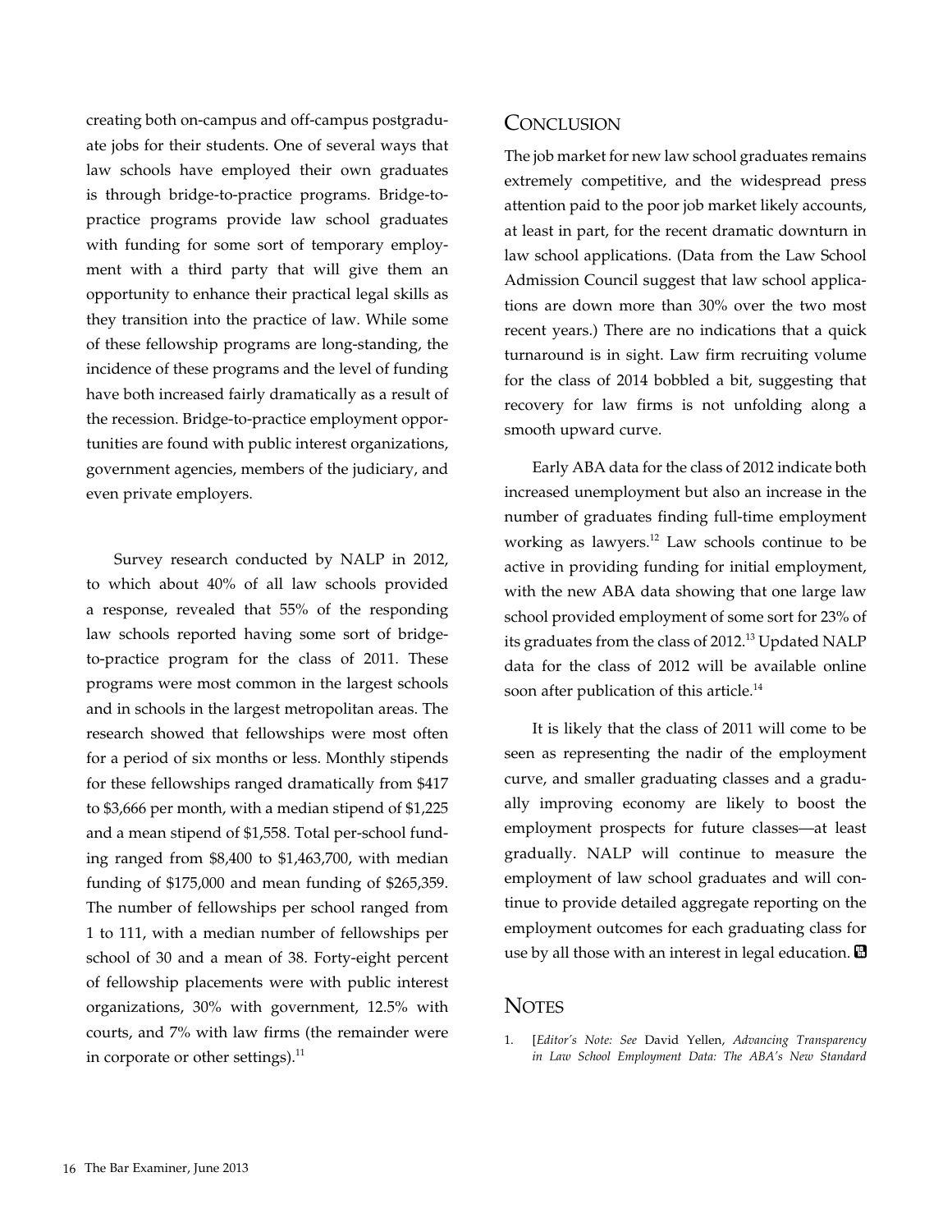creating both on-campus and off-campus postgraduate jobs for their students. One of several ways that law schools have employed their own graduates is through bridge-to-practice programs. Bridge-to-practice programs provide law school graduates with funding for some sort of temporary employment with a third party that will give them an opportunity to enhance their practical legal skills as they transition into the practice of law. While some of these fellowship programs are long-standing, the incidence of these programs and the level of funding have both increased fairly dramatically as a result of the recession. Bridge-to-practice employment opportunities are found with public interest organizations, government agencies, members of the judiciary, and even private employers.

Survey research conducted by NALP in 2012, to which about 40% of all law schools provided a response, revealed that 55% of the responding law schools reported having some sort of bridge-to-practice program for the class of 2011. These programs were most common in the largest schools and in schools in the largest metropolitan areas. The research showed that fellowships were most often for a period of six months or less. Monthly stipends for these fellowships ranged dramatically from $417 to $3,666 per month, with a median stipend of $1,225 and a mean stipend of $1,558. Total per-school funding ranged from $8,400 to $1,463,700, with median funding of $175,000 and mean funding of $265,359. The number of fellowships per school ranged from 1 to 111, with a median number of fellowships per school of 30 and a mean of 38. Forty-eight percent of fellowship placements were with public interest organizations, 30% with government, 12.5% with courts, and 7% with law firms (the remainder were in corporate or other settings).[11]

## Conclusion

The job market for new law school graduates remains extremely competitive, and the widespread press attention paid to the poor job market likely accounts, at least in part, for the recent dramatic downturn in law school applications. (Data from the Law School Admission Council suggest that law school applications are down more than 30% over the two most recent years.) There are no indications that a quick turnaround is in sight. Law firm recruiting volume for the class of 2014 bobbled a bit, suggesting that recovery for law firms is not unfolding along a smooth upward curve.

Early ABA data for the class of 2012 indicate both increased unemployment but also an increase in the number of graduates finding full-time employment working as lawyers.[12] Law schools continue to be active in providing funding for initial employment, with the new ABA data showing that one large law school provided employment of some sort for 23% of its graduates from the class of 2012.[13] Updated NALP data for the class of 2012 will be available online soon after publication of this article.[14]

It is likely that the class of 2011 will come to be seen as representing the nadir of the employment curve, and smaller graduating classes and a gradually improving economy are likely to boost the employment prospects for future classes—at least gradually. NALP will continue to measure the employment of law school graduates and will continue to provide detailed aggregate reporting on the employment outcomes for each graduating class for use by all those with an interest in legal education.

## Notes

1. [*Editor's Note: See* David Yellen, *Advancing Transparency in Law School Employment Data: The ABA's New Standard*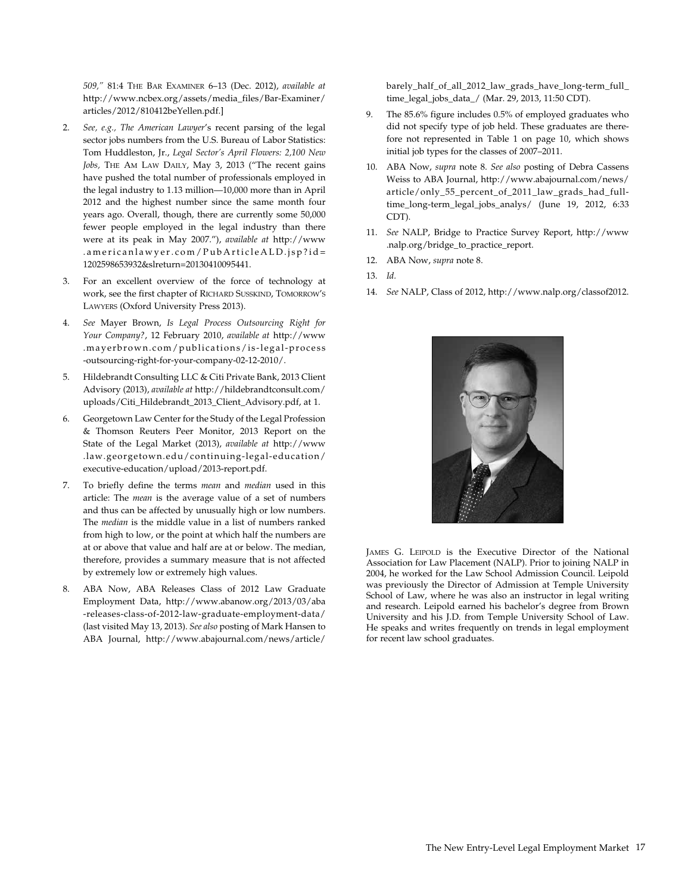*509,"* 81:4 The Bar Examiner 6–13 (Dec. 2012), *available at* http://www.ncbex.org/assets/media_files/Bar-Examiner/articles/2012/810412beYellen.pdf.]

2. *See, e.g., The American Lawyer*'s recent parsing of the legal sector jobs numbers from the U.S. Bureau of Labor Statistics: Tom Huddleston, Jr., *Legal Sector's April Flowers: 2,100 New Jobs,* The Am Law Daily, May 3, 2013 ("The recent gains have pushed the total number of professionals employed in the legal industry to 1.13 million—10,000 more than in April 2012 and the highest number since the same month four years ago. Overall, though, there are currently some 50,000 fewer people employed in the legal industry than there were at its peak in May 2007."), *available at* http://www.americanlawyer.com/PubArticleALD.jsp?id=1202598653932&slreturn=20130410095441.

3. For an excellent overview of the force of technology at work, see the first chapter of Richard Susskind, Tomorrow's Lawyers (Oxford University Press 2013).

4. *See* Mayer Brown, *Is Legal Process Outsourcing Right for Your Company?*, 12 February 2010, *available at* http://www.mayerbrown.com/publications/is-legal-process-outsourcing-right-for-your-company-02-12-2010/.

5. Hildebrandt Consulting LLC & Citi Private Bank, 2013 Client Advisory (2013), *available at* http://hildebrandtconsult.com/uploads/Citi_Hildebrandt_2013_Client_Advisory.pdf, at 1.

6. Georgetown Law Center for the Study of the Legal Profession & Thomson Reuters Peer Monitor, 2013 Report on the State of the Legal Market (2013), *available at* http://www.law.georgetown.edu/continuing-legal-education/executive-education/upload/2013-report.pdf.

7. To briefly define the terms *mean* and *median* used in this article: The *mean* is the average value of a set of numbers and thus can be affected by unusually high or low numbers. The *median* is the middle value in a list of numbers ranked from high to low, or the point at which half the numbers are at or above that value and half are at or below. The median, therefore, provides a summary measure that is not affected by extremely low or extremely high values.

8. ABA Now, ABA Releases Class of 2012 Law Graduate Employment Data, http://www.abanow.org/2013/03/aba-releases-class-of-2012-law-graduate-employment-data/ (last visited May 13, 2013). *See also* posting of Mark Hansen to ABA Journal, http://www.abajournal.com/news/article/barely_half_of_all_2012_law_grads_have_long-term_full_time_legal_jobs_data_/ (Mar. 29, 2013, 11:50 CDT).

9. The 85.6% figure includes 0.5% of employed graduates who did not specify type of job held. These graduates are therefore not represented in Table 1 on page 10, which shows initial job types for the classes of 2007–2011.

10. ABA Now, *supra* note 8. *See also* posting of Debra Cassens Weiss to ABA Journal, http://www.abajournal.com/news/article/only_55_percent_of_2011_law_grads_had_full-time_long-term_legal_jobs_analys/ (June 19, 2012, 6:33 CDT).

11. *See* NALP, Bridge to Practice Survey Report, http://www.nalp.org/bridge_to_practice_report.

12. ABA Now, *supra* note 8.

13. *Id.*

14. *See* NALP, Class of 2012, http://www.nalp.org/classof2012.

James G. Leipold is the Executive Director of the National Association for Law Placement (NALP). Prior to joining NALP in 2004, he worked for the Law School Admission Council. Leipold was previously the Director of Admission at Temple University School of Law, where he was also an instructor in legal writing and research. Leipold earned his bachelor's degree from Brown University and his J.D. from Temple University School of Law. He speaks and writes frequently on trends in legal employment for recent law school graduates.